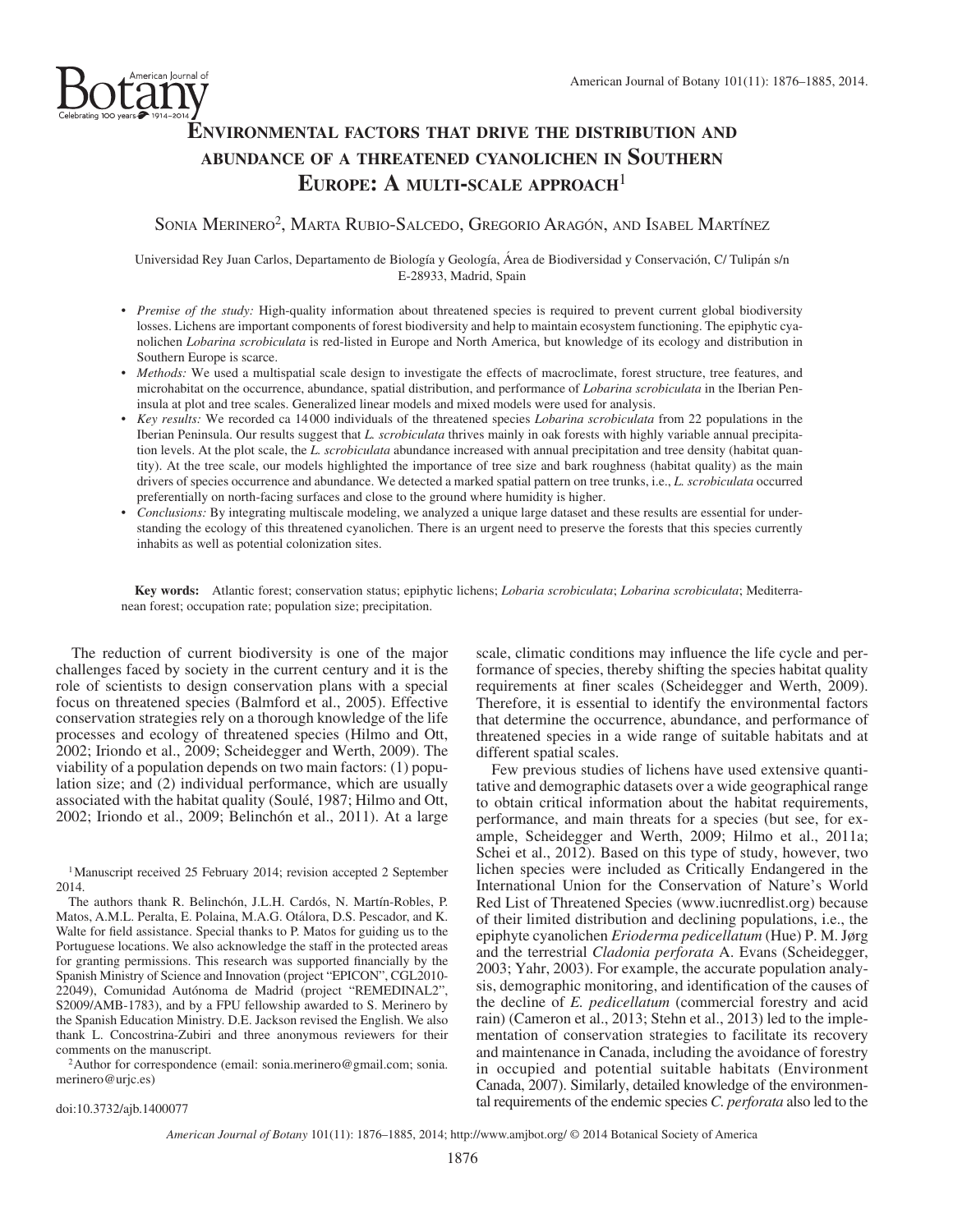# Environmental factors that drive the distribution and abundance of a threatened cyanolichen in Southern Europe: A multi-scale approach[1]

Sonia Merinero[2], Marta Rubio-Salcedo, Gregorio Aragón, and Isabel Martínez

Universidad Rey Juan Carlos, Departamento de Biología y Geología, Área de Biodiversidad y Conservación, C/ Tulipán s/n E-28933, Madrid, Spain

- *Premise of the study:* High-quality information about threatened species is required to prevent current global biodiversity losses. Lichens are important components of forest biodiversity and help to maintain ecosystem functioning. The epiphytic cyanolichen *Lobarina scrobiculata* is red-listed in Europe and North America, but knowledge of its ecology and distribution in Southern Europe is scarce.
- *Methods:* We used a multispatial scale design to investigate the effects of macroclimate, forest structure, tree features, and microhabitat on the occurrence, abundance, spatial distribution, and performance of *Lobarina scrobiculata* in the Iberian Peninsula at plot and tree scales. Generalized linear models and mixed models were used for analysis.
- *Key results:* We recorded ca 14 000 individuals of the threatened species *Lobarina scrobiculata* from 22 populations in the Iberian Peninsula. Our results suggest that *L. scrobiculata* thrives mainly in oak forests with highly variable annual precipitation levels. At the plot scale, the *L. scrobiculata* abundance increased with annual precipitation and tree density (habitat quantity). At the tree scale, our models highlighted the importance of tree size and bark roughness (habitat quality) as the main drivers of species occurrence and abundance. We detected a marked spatial pattern on tree trunks, i.e., *L. scrobiculata* occurred preferentially on north-facing surfaces and close to the ground where humidity is higher.
- *Conclusions:* By integrating multiscale modeling, we analyzed a unique large dataset and these results are essential for understanding the ecology of this threatened cyanolichen. There is an urgent need to preserve the forests that this species currently inhabits as well as potential colonization sites.

**Key words:** Atlantic forest; conservation status; epiphytic lichens; *Lobaria scrobiculata*; *Lobarina scrobiculata*; Mediterranean forest; occupation rate; population size; precipitation.

The reduction of current biodiversity is one of the major challenges faced by society in the current century and it is the role of scientists to design conservation plans with a special focus on threatened species (Balmford et al., 2005). Effective conservation strategies rely on a thorough knowledge of the life processes and ecology of threatened species (Hilmo and Ott, 2002; Iriondo et al., 2009; Scheidegger and Werth, 2009). The viability of a population depends on two main factors: (1) population size; and (2) individual performance, which are usually associated with the habitat quality (Soulé, 1987; Hilmo and Ott, 2002; Iriondo et al., 2009; Belinchón et al., 2011). At a large scale, climatic conditions may influence the life cycle and performance of species, thereby shifting the species habitat quality requirements at finer scales (Scheidegger and Werth, 2009). Therefore, it is essential to identify the environmental factors that determine the occurrence, abundance, and performance of threatened species in a wide range of suitable habitats and at different spatial scales.

Few previous studies of lichens have used extensive quantitative and demographic datasets over a wide geographical range to obtain critical information about the habitat requirements, performance, and main threats for a species (but see, for example, Scheidegger and Werth, 2009; Hilmo et al., 2011a; Schei et al., 2012). Based on this type of study, however, two lichen species were included as Critically Endangered in the International Union for the Conservation of Nature's World Red List of Threatened Species (www.iucnredlist.org) because of their limited distribution and declining populations, i.e., the epiphyte cyanolichen *Erioderma pedicellatum* (Hue) P. M. Jørg and the terrestrial *Cladonia perforata* A. Evans (Scheidegger, 2003; Yahr, 2003). For example, the accurate population analysis, demographic monitoring, and identification of the causes of the decline of *E. pedicellatum* (commercial forestry and acid rain) (Cameron et al., 2013; Stehn et al., 2013) led to the implementation of conservation strategies to facilitate its recovery and maintenance in Canada, including the avoidance of forestry in occupied and potential suitable habitats (Environment Canada, 2007). Similarly, detailed knowledge of the environmental requirements of the endemic species *C. perforata* also led to the

[1]Manuscript received 25 February 2014; revision accepted 2 September 2014.

The authors thank R. Belinchón, J.L.H. Cardós, N. Martín-Robles, P. Matos, A.M.L. Peralta, E. Polaina, M.A.G. Otálora, D.S. Pescador, and K. Walte for field assistance. Special thanks to P. Matos for guiding us to the Portuguese locations. We also acknowledge the staff in the protected areas for granting permissions. This research was supported financially by the Spanish Ministry of Science and Innovation (project "EPICON", CGL2010-22049), Comunidad Autónoma de Madrid (project "REMEDINAL2", S2009/AMB-1783), and by a FPU fellowship awarded to S. Merinero by the Spanish Education Ministry. D.E. Jackson revised the English. We also thank L. Concostrina-Zubiri and three anonymous reviewers for their comments on the manuscript.

[2]Author for correspondence (email: sonia.merinero@gmail.com; sonia.merinero@urjc.es)

doi:10.3732/ajb.1400077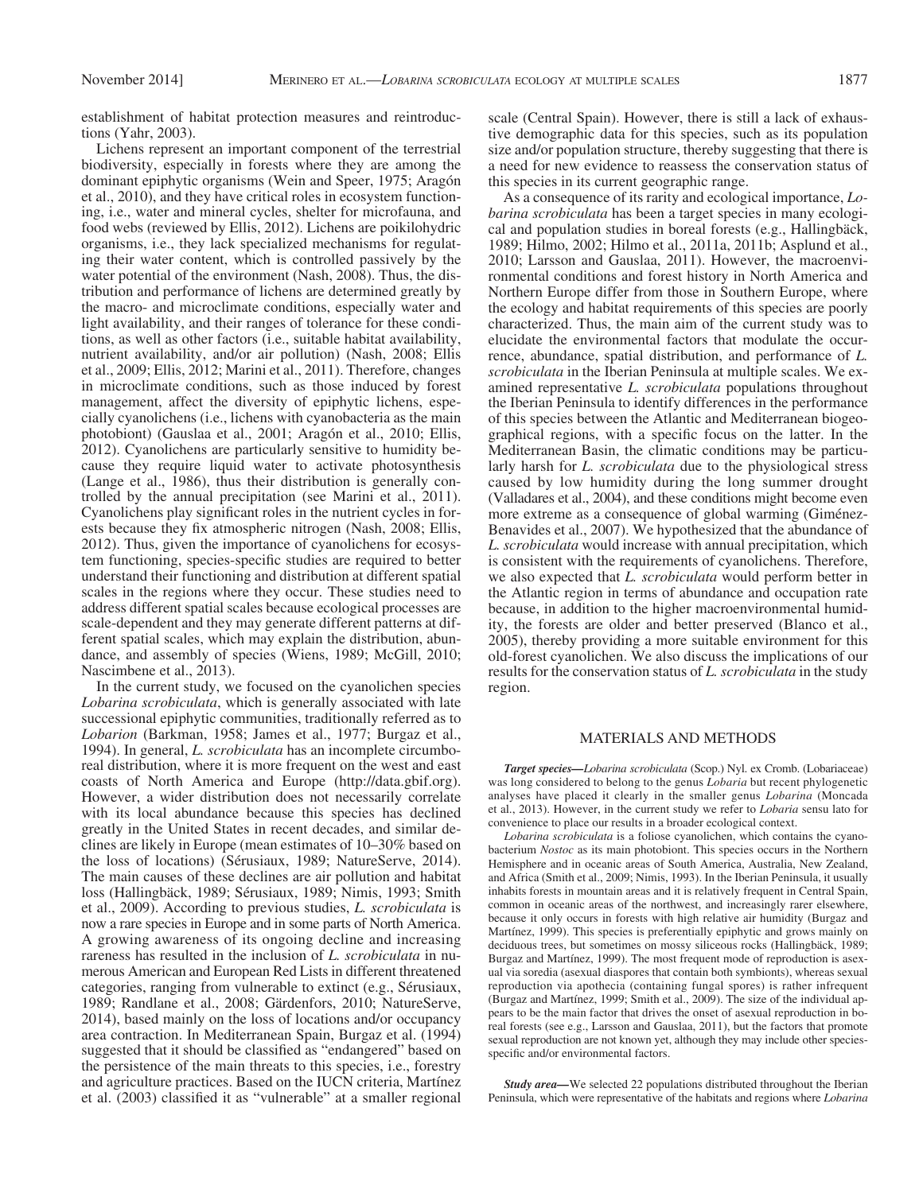establishment of habitat protection measures and reintroductions (Yahr, 2003).

Lichens represent an important component of the terrestrial biodiversity, especially in forests where they are among the dominant epiphytic organisms (Wein and Speer, 1975; Aragón et al., 2010), and they have critical roles in ecosystem functioning, i.e., water and mineral cycles, shelter for microfauna, and food webs (reviewed by Ellis, 2012). Lichens are poikilohydric organisms, i.e., they lack specialized mechanisms for regulating their water content, which is controlled passively by the water potential of the environment (Nash, 2008). Thus, the distribution and performance of lichens are determined greatly by the macro- and microclimate conditions, especially water and light availability, and their ranges of tolerance for these conditions, as well as other factors (i.e., suitable habitat availability, nutrient availability, and/or air pollution) (Nash, 2008; Ellis et al., 2009; Ellis, 2012; Marini et al., 2011). Therefore, changes in microclimate conditions, such as those induced by forest management, affect the diversity of epiphytic lichens, especially cyanolichens (i.e., lichens with cyanobacteria as the main photobiont) (Gauslaa et al., 2001; Aragón et al., 2010; Ellis, 2012). Cyanolichens are particularly sensitive to humidity because they require liquid water to activate photosynthesis (Lange et al., 1986), thus their distribution is generally controlled by the annual precipitation (see Marini et al., 2011). Cyanolichens play significant roles in the nutrient cycles in forests because they fix atmospheric nitrogen (Nash, 2008; Ellis, 2012). Thus, given the importance of cyanolichens for ecosystem functioning, species-specific studies are required to better understand their functioning and distribution at different spatial scales in the regions where they occur. These studies need to address different spatial scales because ecological processes are scale-dependent and they may generate different patterns at different spatial scales, which may explain the distribution, abundance, and assembly of species (Wiens, 1989; McGill, 2010; Nascimbene et al., 2013).

In the current study, we focused on the cyanolichen species *Lobarina scrobiculata*, which is generally associated with late successional epiphytic communities, traditionally referred as to *Lobarion* (Barkman, 1958; James et al., 1977; Burgaz et al., 1994). In general, *L. scrobiculata* has an incomplete circumboreal distribution, where it is more frequent on the west and east coasts of North America and Europe (http://data.gbif.org). However, a wider distribution does not necessarily correlate with its local abundance because this species has declined greatly in the United States in recent decades, and similar declines are likely in Europe (mean estimates of 10–30% based on the loss of locations) (Sérusiaux, 1989; NatureServe, 2014). The main causes of these declines are air pollution and habitat loss (Hallingbäck, 1989; Sérusiaux, 1989; Nimis, 1993; Smith et al., 2009). According to previous studies, *L. scrobiculata* is now a rare species in Europe and in some parts of North America. A growing awareness of its ongoing decline and increasing rareness has resulted in the inclusion of *L. scrobiculata* in numerous American and European Red Lists in different threatened categories, ranging from vulnerable to extinct (e.g., Sérusiaux, 1989; Randlane et al., 2008; Gärdenfors, 2010; NatureServe, 2014), based mainly on the loss of locations and/or occupancy area contraction. In Mediterranean Spain, Burgaz et al. (1994) suggested that it should be classified as "endangered" based on the persistence of the main threats to this species, i.e., forestry and agriculture practices. Based on the IUCN criteria, Martínez et al. (2003) classified it as "vulnerable" at a smaller regional scale (Central Spain). However, there is still a lack of exhaustive demographic data for this species, such as its population size and/or population structure, thereby suggesting that there is a need for new evidence to reassess the conservation status of this species in its current geographic range.

As a consequence of its rarity and ecological importance, *Lobarina scrobiculata* has been a target species in many ecological and population studies in boreal forests (e.g., Hallingbäck, 1989; Hilmo, 2002; Hilmo et al., 2011a, 2011b; Asplund et al., 2010; Larsson and Gauslaa, 2011). However, the macroenvironmental conditions and forest history in North America and Northern Europe differ from those in Southern Europe, where the ecology and habitat requirements of this species are poorly characterized. Thus, the main aim of the current study was to elucidate the environmental factors that modulate the occurrence, abundance, spatial distribution, and performance of *L. scrobiculata* in the Iberian Peninsula at multiple scales. We examined representative *L. scrobiculata* populations throughout the Iberian Peninsula to identify differences in the performance of this species between the Atlantic and Mediterranean biogeographical regions, with a specific focus on the latter. In the Mediterranean Basin, the climatic conditions may be particularly harsh for *L. scrobiculata* due to the physiological stress caused by low humidity during the long summer drought (Valladares et al., 2004), and these conditions might become even more extreme as a consequence of global warming (Giménez-Benavides et al., 2007). We hypothesized that the abundance of *L. scrobiculata* would increase with annual precipitation, which is consistent with the requirements of cyanolichens. Therefore, we also expected that *L. scrobiculata* would perform better in the Atlantic region in terms of abundance and occupation rate because, in addition to the higher macroenvironmental humidity, the forests are older and better preserved (Blanco et al., 2005), thereby providing a more suitable environment for this old-forest cyanolichen. We also discuss the implications of our results for the conservation status of *L. scrobiculata* in the study region.

## MATERIALS AND METHODS

***Target species***—*Lobarina scrobiculata* (Scop.) Nyl. ex Cromb. (Lobariaceae) was long considered to belong to the genus *Lobaria* but recent phylogenetic analyses have placed it clearly in the smaller genus *Lobarina* (Moncada et al., 2013). However, in the current study we refer to *Lobaria* sensu lato for convenience to place our results in a broader ecological context.

*Lobarina scrobiculata* is a foliose cyanolichen, which contains the cyanobacterium *Nostoc* as its main photobiont. This species occurs in the Northern Hemisphere and in oceanic areas of South America, Australia, New Zealand, and Africa (Smith et al., 2009; Nimis, 1993). In the Iberian Peninsula, it usually inhabits forests in mountain areas and it is relatively frequent in Central Spain, common in oceanic areas of the northwest, and increasingly rarer elsewhere, because it only occurs in forests with high relative air humidity (Burgaz and Martínez, 1999). This species is preferentially epiphytic and grows mainly on deciduous trees, but sometimes on mossy siliceous rocks (Hallingbäck, 1989; Burgaz and Martínez, 1999). The most frequent mode of reproduction is asexual via soredia (asexual diaspores that contain both symbionts), whereas sexual reproduction via apothecia (containing fungal spores) is rather infrequent (Burgaz and Martínez, 1999; Smith et al., 2009). The size of the individual appears to be the main factor that drives the onset of asexual reproduction in boreal forests (see e.g., Larsson and Gauslaa, 2011), but the factors that promote sexual reproduction are not known yet, although they may include other species-specific and/or environmental factors.

***Study area***—We selected 22 populations distributed throughout the Iberian Peninsula, which were representative of the habitats and regions where *Lobarina*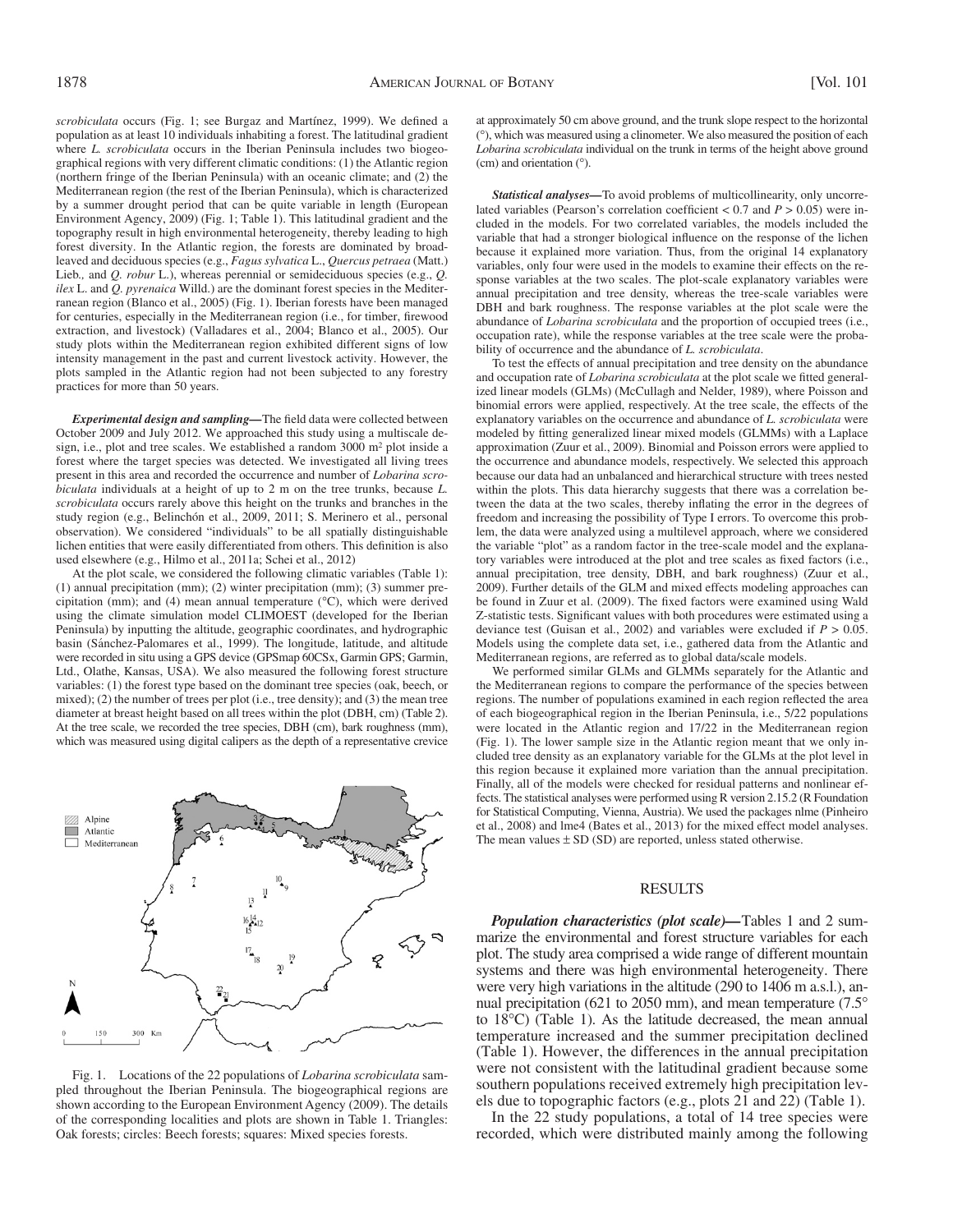*scrobiculata* occurs (Fig. 1; see Burgaz and Martínez, 1999). We defined a population as at least 10 individuals inhabiting a forest. The latitudinal gradient where *L. scrobiculata* occurs in the Iberian Peninsula includes two biogeographical regions with very different climatic conditions: (1) the Atlantic region (northern fringe of the Iberian Peninsula) with an oceanic climate; and (2) the Mediterranean region (the rest of the Iberian Peninsula), which is characterized by a summer drought period that can be quite variable in length (European Environment Agency, 2009) (Fig. 1; Table 1). This latitudinal gradient and the topography result in high environmental heterogeneity, thereby leading to high forest diversity. In the Atlantic region, the forests are dominated by broadleaved and deciduous species (e.g., *Fagus sylvatica* L., *Quercus petraea* (Matt.) Lieb., and *Q. robur* L.), whereas perennial or semideciduous species (e.g., *Q. ilex* L. and *Q. pyrenaica* Willd.) are the dominant forest species in the Mediterranean region (Blanco et al., 2005) (Fig. 1). Iberian forests have been managed for centuries, especially in the Mediterranean region (i.e., for timber, firewood extraction, and livestock) (Valladares et al., 2004; Blanco et al., 2005). Our study plots within the Mediterranean region exhibited different signs of low intensity management in the past and current livestock activity. However, the plots sampled in the Atlantic region had not been subjected to any forestry practices for more than 50 years.

***Experimental design and sampling***—The field data were collected between October 2009 and July 2012. We approached this study using a multiscale design, i.e., plot and tree scales. We established a random 3000 m$^2$ plot inside a forest where the target species was detected. We investigated all living trees present in this area and recorded the occurrence and number of *Lobarina scrobiculata* individuals at a height of up to 2 m on the tree trunks, because *L. scrobiculata* occurs rarely above this height on the trunks and branches in the study region (e.g., Belinchón et al., 2009, 2011; S. Merinero et al., personal observation). We considered "individuals" to be all spatially distinguishable lichen entities that were easily differentiated from others. This definition is also used elsewhere (e.g., Hilmo et al., 2011a; Schei et al., 2012)

At the plot scale, we considered the following climatic variables (Table 1): (1) annual precipitation (mm); (2) winter precipitation (mm); (3) summer precipitation (mm); and (4) mean annual temperature (°C), which were derived using the climate simulation model CLIMOEST (developed for the Iberian Peninsula) by inputting the altitude, geographic coordinates, and hydrographic basin (Sánchez-Palomares et al., 1999). The longitude, latitude, and altitude were recorded in situ using a GPS device (GPSmap 60CSx, Garmin GPS; Garmin, Ltd., Olathe, Kansas, USA). We also measured the following forest structure variables: (1) the forest type based on the dominant tree species (oak, beech, or mixed); (2) the number of trees per plot (i.e., tree density); and (3) the mean tree diameter at breast height based on all trees within the plot (DBH, cm) (Table 2). At the tree scale, we recorded the tree species, DBH (cm), bark roughness (mm), which was measured using digital calipers as the depth of a representative crevice at approximately 50 cm above ground, and the trunk slope respect to the horizontal (°), which was measured using a clinometer. We also measured the position of each *Lobarina scrobiculata* individual on the trunk in terms of the height above ground (cm) and orientation (°).

Fig. 1. Locations of the 22 populations of *Lobarina scrobiculata* sampled throughout the Iberian Peninsula. The biogeographical regions are shown according to the European Environment Agency (2009). The details of the corresponding localities and plots are shown in Table 1. Triangles: Oak forests; circles: Beech forests; squares: Mixed species forests.

***Statistical analyses***—To avoid problems of multicollinearity, only uncorrelated variables (Pearson's correlation coefficient < 0.7 and $P > 0.05$) were included in the models. For two correlated variables, the models included the variable that had a stronger biological influence on the response of the lichen because it explained more variation. Thus, from the original 14 explanatory variables, only four were used in the models to examine their effects on the response variables at the two scales. The plot-scale explanatory variables were annual precipitation and tree density, whereas the tree-scale variables were DBH and bark roughness. The response variables at the plot scale were the abundance of *Lobarina scrobiculata* and the proportion of occupied trees (i.e., occupation rate), while the response variables at the tree scale were the probability of occurrence and the abundance of *L. scrobiculata*.

To test the effects of annual precipitation and tree density on the abundance and occupation rate of *Lobarina scrobiculata* at the plot scale we fitted generalized linear models (GLMs) (McCullagh and Nelder, 1989), where Poisson and binomial errors were applied, respectively. At the tree scale, the effects of the explanatory variables on the occurrence and abundance of *L. scrobiculata* were modeled by fitting generalized linear mixed models (GLMMs) with a Laplace approximation (Zuur et al., 2009). Binomial and Poisson errors were applied to the occurrence and abundance models, respectively. We selected this approach because our data had an unbalanced and hierarchical structure with trees nested within the plots. This data hierarchy suggests that there was a correlation between the data at the two scales, thereby inflating the error in the degrees of freedom and increasing the possibility of Type I errors. To overcome this problem, the data were analyzed using a multilevel approach, where we considered the variable "plot" as a random factor in the tree-scale model and the explanatory variables were introduced at the plot and tree scales as fixed factors (i.e., annual precipitation, tree density, DBH, and bark roughness) (Zuur et al., 2009). Further details of the GLM and mixed effects modeling approaches can be found in Zuur et al. (2009). The fixed factors were examined using Wald Z-statistic tests. Significant values with both procedures were estimated using a deviance test (Guisan et al., 2002) and variables were excluded if $P > 0.05$. Models using the complete data set, i.e., gathered data from the Atlantic and Mediterranean regions, are referred as to global data/scale models.

We performed similar GLMs and GLMMs separately for the Atlantic and the Mediterranean regions to compare the performance of the species between regions. The number of populations examined in each region reflected the area of each biogeographical region in the Iberian Peninsula, i.e., 5/22 populations were located in the Atlantic region and 17/22 in the Mediterranean region (Fig. 1). The lower sample size in the Atlantic region meant that we only included tree density as an explanatory variable for the GLMs at the plot level in this region because it explained more variation than the annual precipitation. Finally, all of the models were checked for residual patterns and nonlinear effects. The statistical analyses were performed using R version 2.15.2 (R Foundation for Statistical Computing, Vienna, Austria). We used the packages nlme (Pinheiro et al., 2008) and lme4 (Bates et al., 2013) for the mixed effect model analyses. The mean values ± SD (SD) are reported, unless stated otherwise.

## RESULTS

***Population characteristics (plot scale)***—Tables 1 and 2 summarize the environmental and forest structure variables for each plot. The study area comprised a wide range of different mountain systems and there was high environmental heterogeneity. There were very high variations in the altitude (290 to 1406 m a.s.l.), annual precipitation (621 to 2050 mm), and mean temperature (7.5° to 18°C) (Table 1). As the latitude decreased, the mean annual temperature increased and the summer precipitation declined (Table 1). However, the differences in the annual precipitation were not consistent with the latitudinal gradient because some southern populations received extremely high precipitation levels due to topographic factors (e.g., plots 21 and 22) (Table 1).

In the 22 study populations, a total of 14 tree species were recorded, which were distributed mainly among the following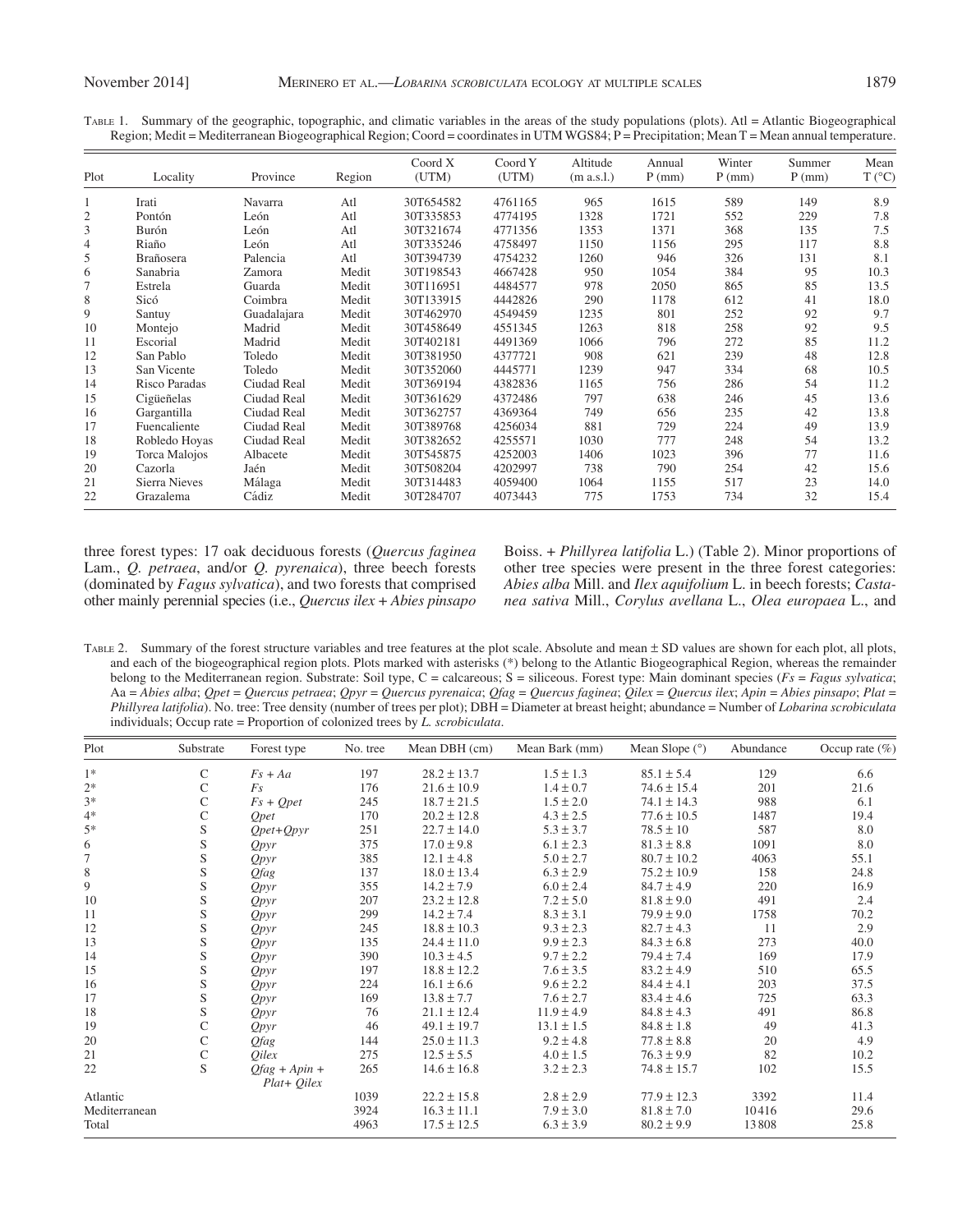Table 1. Summary of the geographic, topographic, and climatic variables in the areas of the study populations (plots). Atl = Atlantic Biogeographical Region; Medit = Mediterranean Biogeographical Region; Coord = coordinates in UTM WGS84; P = Precipitation; Mean T = Mean annual temperature.

| Plot | Locality | Province | Region | Coord X (UTM) | Coord Y (UTM) | Altitude (m a.s.l.) | Annual P (mm) | Winter P (mm) | Summer P (mm) | Mean T (°C) |
|---|---|---|---|---|---|---|---|---|---|---|
| 1 | Irati | Navarra | Atl | 30T654582 | 4761165 | 965 | 1615 | 589 | 149 | 8.9 |
| 2 | Pontón | León | Atl | 30T335853 | 4774195 | 1328 | 1721 | 552 | 229 | 7.8 |
| 3 | Burón | León | Atl | 30T321674 | 4771356 | 1353 | 1371 | 368 | 135 | 7.5 |
| 4 | Riaño | León | Atl | 30T335246 | 4758497 | 1150 | 1156 | 295 | 117 | 8.8 |
| 5 | Brañosera | Palencia | Atl | 30T394739 | 4754232 | 1260 | 946 | 326 | 131 | 8.1 |
| 6 | Sanabria | Zamora | Medit | 30T198543 | 4667428 | 950 | 1054 | 384 | 95 | 10.3 |
| 7 | Estrela | Guarda | Medit | 30T116951 | 4484577 | 978 | 2050 | 865 | 85 | 13.5 |
| 8 | Sicó | Coimbra | Medit | 30T133915 | 4442826 | 290 | 1178 | 612 | 41 | 18.0 |
| 9 | Santuy | Guadalajara | Medit | 30T462970 | 4549459 | 1235 | 801 | 252 | 92 | 9.7 |
| 10 | Montejo | Madrid | Medit | 30T458649 | 4551345 | 1263 | 818 | 258 | 92 | 9.5 |
| 11 | Escorial | Madrid | Medit | 30T402181 | 4491369 | 1066 | 796 | 272 | 85 | 11.2 |
| 12 | San Pablo | Toledo | Medit | 30T381950 | 4377721 | 908 | 621 | 239 | 48 | 12.8 |
| 13 | San Vicente | Toledo | Medit | 30T352060 | 4445771 | 1239 | 947 | 334 | 68 | 10.5 |
| 14 | Risco Paradas | Ciudad Real | Medit | 30T369194 | 4382836 | 1165 | 756 | 286 | 54 | 11.2 |
| 15 | Cigüeñelas | Ciudad Real | Medit | 30T361629 | 4372486 | 797 | 638 | 246 | 45 | 13.6 |
| 16 | Gargantilla | Ciudad Real | Medit | 30T362757 | 4369364 | 749 | 656 | 235 | 42 | 13.8 |
| 17 | Fuencaliente | Ciudad Real | Medit | 30T389768 | 4256034 | 881 | 729 | 224 | 49 | 13.9 |
| 18 | Robledo Hoyas | Ciudad Real | Medit | 30T382652 | 4255571 | 1030 | 777 | 248 | 54 | 13.2 |
| 19 | Torca Malojos | Albacete | Medit | 30T545875 | 4252003 | 1406 | 1023 | 396 | 77 | 11.6 |
| 20 | Cazorla | Jaén | Medit | 30T508204 | 4202997 | 738 | 790 | 254 | 42 | 15.6 |
| 21 | Sierra Nieves | Málaga | Medit | 30T314483 | 4059400 | 1064 | 1155 | 517 | 23 | 14.0 |
| 22 | Grazalema | Cádiz | Medit | 30T284707 | 4073443 | 775 | 1753 | 734 | 32 | 15.4 |

three forest types: 17 oak deciduous forests (*Quercus faginea* Lam., *Q. petraea*, and/or *Q. pyrenaica*), three beech forests (dominated by *Fagus sylvatica*), and two forests that comprised other mainly perennial species (i.e., *Quercus ilex* + *Abies pinsapo* Boiss. + *Phillyrea latifolia* L.) (Table 2). Minor proportions of other tree species were present in the three forest categories: *Abies alba* Mill. and *Ilex aquifolium* L. in beech forests; *Castanea sativa* Mill., *Corylus avellana* L., *Olea europaea* L., and

Table 2. Summary of the forest structure variables and tree features at the plot scale. Absolute and mean ± SD values are shown for each plot, all plots, and each of the biogeographical region plots. Plots marked with asterisks (*) belong to the Atlantic Biogeographical Region, whereas the remainder belong to the Mediterranean region. Substrate: Soil type, C = calcareous; S = siliceous. Forest type: Main dominant species (*Fs* = *Fagus sylvatica*; Aa = *Abies alba*; *Qpet* = *Quercus petraea*; *Qpyr* = *Quercus pyrenaica*; *Qfag* = *Quercus faginea*; *Qilex* = *Quercus ilex*; *Apin* = *Abies pinsapo*; *Plat* = *Phillyrea latifolia*). No. tree: Tree density (number of trees per plot); DBH = Diameter at breast height; abundance = Number of *Lobarina scrobiculata* individuals; Occup rate = Proportion of colonized trees by *L. scrobiculata*.

| Plot | Substrate | Forest type | No. tree | Mean DBH (cm) | Mean Bark (mm) | Mean Slope (°) | Abundance | Occup rate (%) |
|---|---|---|---|---|---|---|---|---|
| 1* | C | *Fs + Aa* | 197 | 28.2 ± 13.7 | 1.5 ± 1.3 | 85.1 ± 5.4 | 129 | 6.6 |
| 2* | C | *Fs* | 176 | 21.6 ± 10.9 | 1.4 ± 0.7 | 74.6 ± 15.4 | 201 | 21.6 |
| 3* | C | *Fs + Qpet* | 245 | 18.7 ± 21.5 | 1.5 ± 2.0 | 74.1 ± 14.3 | 988 | 6.1 |
| 4* | C | *Qpet* | 170 | 20.2 ± 12.8 | 4.3 ± 2.5 | 77.6 ± 10.5 | 1487 | 19.4 |
| 5* | S | *Qpet+Qpyr* | 251 | 22.7 ± 14.0 | 5.3 ± 3.7 | 78.5 ± 10 | 587 | 8.0 |
| 6 | S | *Qpyr* | 375 | 17.0 ± 9.8 | 6.1 ± 2.3 | 81.3 ± 8.8 | 1091 | 8.0 |
| 7 | S | *Qpyr* | 385 | 12.1 ± 4.8 | 5.0 ± 2.7 | 80.7 ± 10.2 | 4063 | 55.1 |
| 8 | S | *Qfag* | 137 | 18.0 ± 13.4 | 6.3 ± 2.9 | 75.2 ± 10.9 | 158 | 24.8 |
| 9 | S | *Qpyr* | 355 | 14.2 ± 7.9 | 6.0 ± 2.4 | 84.7 ± 4.9 | 220 | 16.9 |
| 10 | S | *Qpyr* | 207 | 23.2 ± 12.8 | 7.2 ± 5.0 | 81.8 ± 9.0 | 491 | 2.4 |
| 11 | S | *Qpyr* | 299 | 14.2 ± 7.4 | 8.3 ± 3.1 | 79.9 ± 9.0 | 1758 | 70.2 |
| 12 | S | *Qpyr* | 245 | 18.8 ± 10.3 | 9.3 ± 2.3 | 82.7 ± 4.3 | 11 | 2.9 |
| 13 | S | *Qpyr* | 135 | 24.4 ± 11.0 | 9.9 ± 2.3 | 84.3 ± 6.8 | 273 | 40.0 |
| 14 | S | *Qpyr* | 390 | 10.3 ± 4.5 | 9.7 ± 2.2 | 79.4 ± 7.4 | 169 | 17.9 |
| 15 | S | *Qpyr* | 197 | 18.8 ± 12.2 | 7.6 ± 3.5 | 83.2 ± 4.9 | 510 | 65.5 |
| 16 | S | *Qpyr* | 224 | 16.1 ± 6.6 | 9.6 ± 2.2 | 84.4 ± 4.1 | 203 | 37.5 |
| 17 | S | *Qpyr* | 169 | 13.8 ± 7.7 | 7.6 ± 2.7 | 83.4 ± 4.6 | 725 | 63.3 |
| 18 | S | *Qpyr* | 76 | 21.1 ± 12.4 | 11.9 ± 4.9 | 84.8 ± 4.3 | 491 | 86.8 |
| 19 | C | *Qpyr* | 46 | 49.1 ± 19.7 | 13.1 ± 1.5 | 84.8 ± 1.8 | 49 | 41.3 |
| 20 | C | *Qfag* | 144 | 25.0 ± 11.3 | 9.2 ± 4.8 | 77.8 ± 8.8 | 20 | 4.9 |
| 21 | C | *Qilex* | 275 | 12.5 ± 5.5 | 4.0 ± 1.5 | 76.3 ± 9.9 | 82 | 10.2 |
| 22 | S | *Qfag + Apin + Plat+ Qilex* | 265 | 14.6 ± 16.8 | 3.2 ± 2.3 | 74.8 ± 15.7 | 102 | 15.5 |
| Atlantic | | | 1039 | 22.2 ± 15.8 | 2.8 ± 2.9 | 77.9 ± 12.3 | 3392 | 11.4 |
| Mediterranean | | | 3924 | 16.3 ± 11.1 | 7.9 ± 3.0 | 81.8 ± 7.0 | 10416 | 29.6 |
| Total | | | 4963 | 17.5 ± 12.5 | 6.3 ± 3.9 | 80.2 ± 9.9 | 13808 | 25.8 |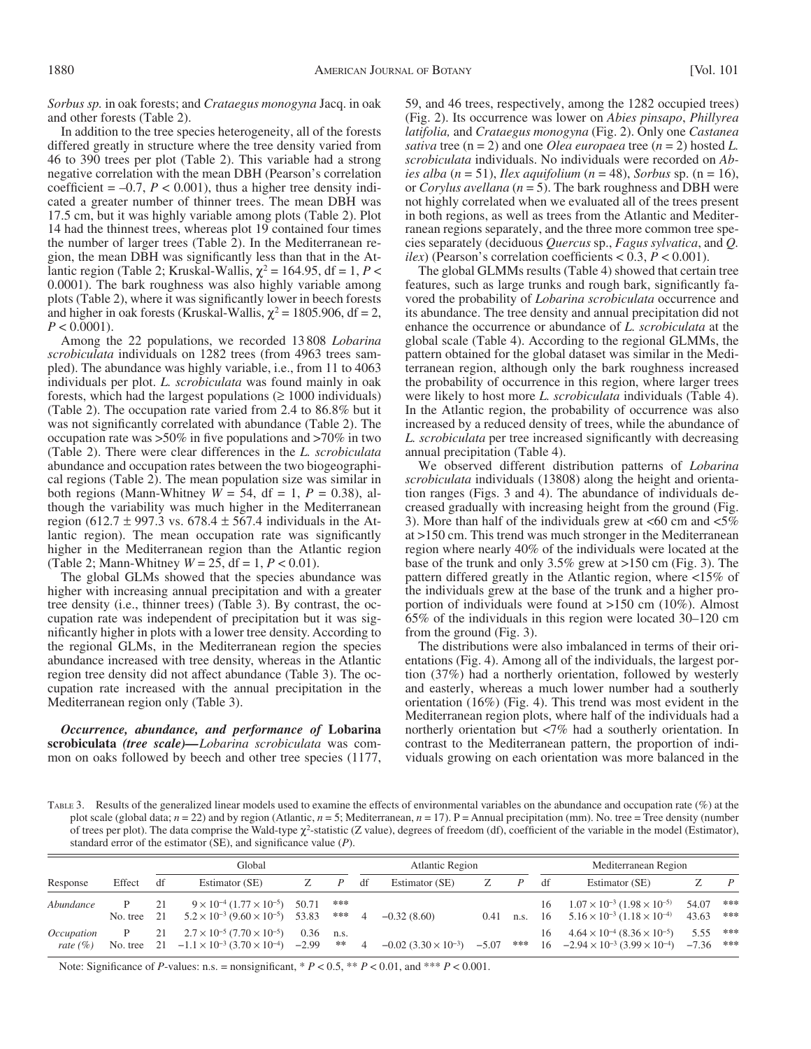*Sorbus sp.* in oak forests; and *Crataegus monogyna* Jacq. in oak and other forests (Table 2).

In addition to the tree species heterogeneity, all of the forests differed greatly in structure where the tree density varied from 46 to 390 trees per plot (Table 2). This variable had a strong negative correlation with the mean DBH (Pearson's correlation coefficient = –0.7, $P < 0.001$), thus a higher tree density indicated a greater number of thinner trees. The mean DBH was 17.5 cm, but it was highly variable among plots (Table 2). Plot 14 had the thinnest trees, whereas plot 19 contained four times the number of larger trees (Table 2). In the Mediterranean region, the mean DBH was significantly less than that in the Atlantic region (Table 2; Kruskal-Wallis, $\chi^2 = 164.95$, df = 1, $P < 0.0001$). The bark roughness was also highly variable among plots (Table 2), where it was significantly lower in beech forests and higher in oak forests (Kruskal-Wallis, $\chi^2 = 1805.906$, df = 2, $P < 0.0001$).

Among the 22 populations, we recorded 13 808 *Lobarina scrobiculata* individuals on 1282 trees (from 4963 trees sampled). The abundance was highly variable, i.e., from 11 to 4063 individuals per plot. *L. scrobiculata* was found mainly in oak forests, which had the largest populations (≥ 1000 individuals) (Table 2). The occupation rate varied from 2.4 to 86.8% but it was not significantly correlated with abundance (Table 2). The occupation rate was >50% in five populations and >70% in two (Table 2). There were clear differences in the *L. scrobiculata* abundance and occupation rates between the two biogeographical regions (Table 2). The mean population size was similar in both regions (Mann-Whitney $W = 54$, df = 1, $P = 0.38$), although the variability was much higher in the Mediterranean region (612.7 ± 997.3 vs. 678.4 ± 567.4 individuals in the Atlantic region). The mean occupation rate was significantly higher in the Mediterranean region than the Atlantic region (Table 2; Mann-Whitney $W = 25$, df = 1, $P < 0.01$).

The global GLMs showed that the species abundance was higher with increasing annual precipitation and with a greater tree density (i.e., thinner trees) (Table 3). By contrast, the occupation rate was independent of precipitation but it was significantly higher in plots with a lower tree density. According to the regional GLMs, in the Mediterranean region the species abundance increased with tree density, whereas in the Atlantic region tree density did not affect abundance (Table 3). The occupation rate increased with the annual precipitation in the Mediterranean region only (Table 3).

***Occurrence, abundance, and performance of* Lobarina scrobiculata *(tree scale)***—*Lobarina scrobiculata* was common on oaks followed by beech and other tree species (1177, 59, and 46 trees, respectively, among the 1282 occupied trees) (Fig. 2). Its occurrence was lower on *Abies pinsapo*, *Phillyrea latifolia,* and *Crataegus monogyna* (Fig. 2). Only one *Castanea sativa* tree (n = 2) and one *Olea europaea* tree ($n = 2$) hosted *L. scrobiculata* individuals. No individuals were recorded on *Abies alba* ($n = 51$), *Ilex aquifolium* ($n = 48$), *Sorbus* sp. (n = 16), or *Corylus avellana* ($n = 5$). The bark roughness and DBH were not highly correlated when we evaluated all of the trees present in both regions, as well as trees from the Atlantic and Mediterranean regions separately, and the three more common tree species separately (deciduous *Quercus* sp., *Fagus sylvatica*, and *Q. ilex*) (Pearson's correlation coefficients < 0.3, $P < 0.001$).

The global GLMMs results (Table 4) showed that certain tree features, such as large trunks and rough bark, significantly favored the probability of *Lobarina scrobiculata* occurrence and its abundance. The tree density and annual precipitation did not enhance the occurrence or abundance of *L. scrobiculata* at the global scale (Table 4). According to the regional GLMMs, the pattern obtained for the global dataset was similar in the Mediterranean region, although only the bark roughness increased the probability of occurrence in this region, where larger trees were likely to host more *L. scrobiculata* individuals (Table 4). In the Atlantic region, the probability of occurrence was also increased by a reduced density of trees, while the abundance of *L. scrobiculata* per tree increased significantly with decreasing annual precipitation (Table 4).

We observed different distribution patterns of *Lobarina scrobiculata* individuals (13808) along the height and orientation ranges (Figs. 3 and 4). The abundance of individuals decreased gradually with increasing height from the ground (Fig. 3). More than half of the individuals grew at <60 cm and <5% at >150 cm. This trend was much stronger in the Mediterranean region where nearly 40% of the individuals were located at the base of the trunk and only 3.5% grew at >150 cm (Fig. 3). The pattern differed greatly in the Atlantic region, where <15% of the individuals grew at the base of the trunk and a higher proportion of individuals were found at >150 cm (10%). Almost 65% of the individuals in this region were located 30–120 cm from the ground (Fig. 3).

The distributions were also imbalanced in terms of their orientations (Fig. 4). Among all of the individuals, the largest portion (37%) had a northerly orientation, followed by westerly and easterly, whereas a much lower number had a southerly orientation (16%) (Fig. 4). This trend was most evident in the Mediterranean region plots, where half of the individuals had a northerly orientation but <7% had a southerly orientation. In contrast to the Mediterranean pattern, the proportion of individuals growing on each orientation was more balanced in the

Table 3. Results of the generalized linear models used to examine the effects of environmental variables on the abundance and occupation rate (%) at the plot scale (global data; $n = 22$) and by region (Atlantic, $n = 5$; Mediterranean, $n = 17$). P = Annual precipitation (mm). No. tree = Tree density (number of trees per plot). The data comprise the Wald-type $\chi^2$-statistic (Z value), degrees of freedom (df), coefficient of the variable in the model (Estimator), standard error of the estimator (SE), and significance value ($P$).

| | | Global | | | | Atlantic Region | | | | Mediterranean Region | | | |
|---|---|---|---|---|---|---|---|---|---|---|---|---|---|
| Response | Effect | df | Estimator (SE) | Z | $P$ | df | Estimator (SE) | Z | $P$ | df | Estimator (SE) | Z | $P$ |
| *Abundance* | P | 21 | $9 \times 10^{-4}$ ($1.77 \times 10^{-5}$) | 50.71 | *** | | | | | 16 | $1.07 \times 10^{-3}$ ($1.98 \times 10^{-5}$) | 54.07 | *** |
| | No. tree | 21 | $5.2 \times 10^{-3}$ ($9.60 \times 10^{-5}$) | 53.83 | *** | 4 | −0.32 (8.60) | 0.41 | n.s. | 16 | $5.16 \times 10^{-3}$ ($1.18 \times 10^{-4}$) | 43.63 | *** |
| *Occupation rate (%)* | P | 21 | $2.7 \times 10^{-5}$ ($7.70 \times 10^{-5}$) | 0.36 | n.s. | | | | | 16 | $4.64 \times 10^{-4}$ ($8.36 \times 10^{-5}$) | 5.55 | *** |
| | No. tree | 21 | $-1.1 \times 10^{-3}$ ($3.70 \times 10^{-4}$) | −2.99 | ** | 4 | −0.02 ($3.30 \times 10^{-3}$) | −5.07 | *** | 16 | $-2.94 \times 10^{-3}$ ($3.99 \times 10^{-4}$) | −7.36 | *** |

Note: Significance of *P*-values: n.s. = nonsignificant, * $P < 0.5$, ** $P < 0.01$, and *** $P < 0.001$.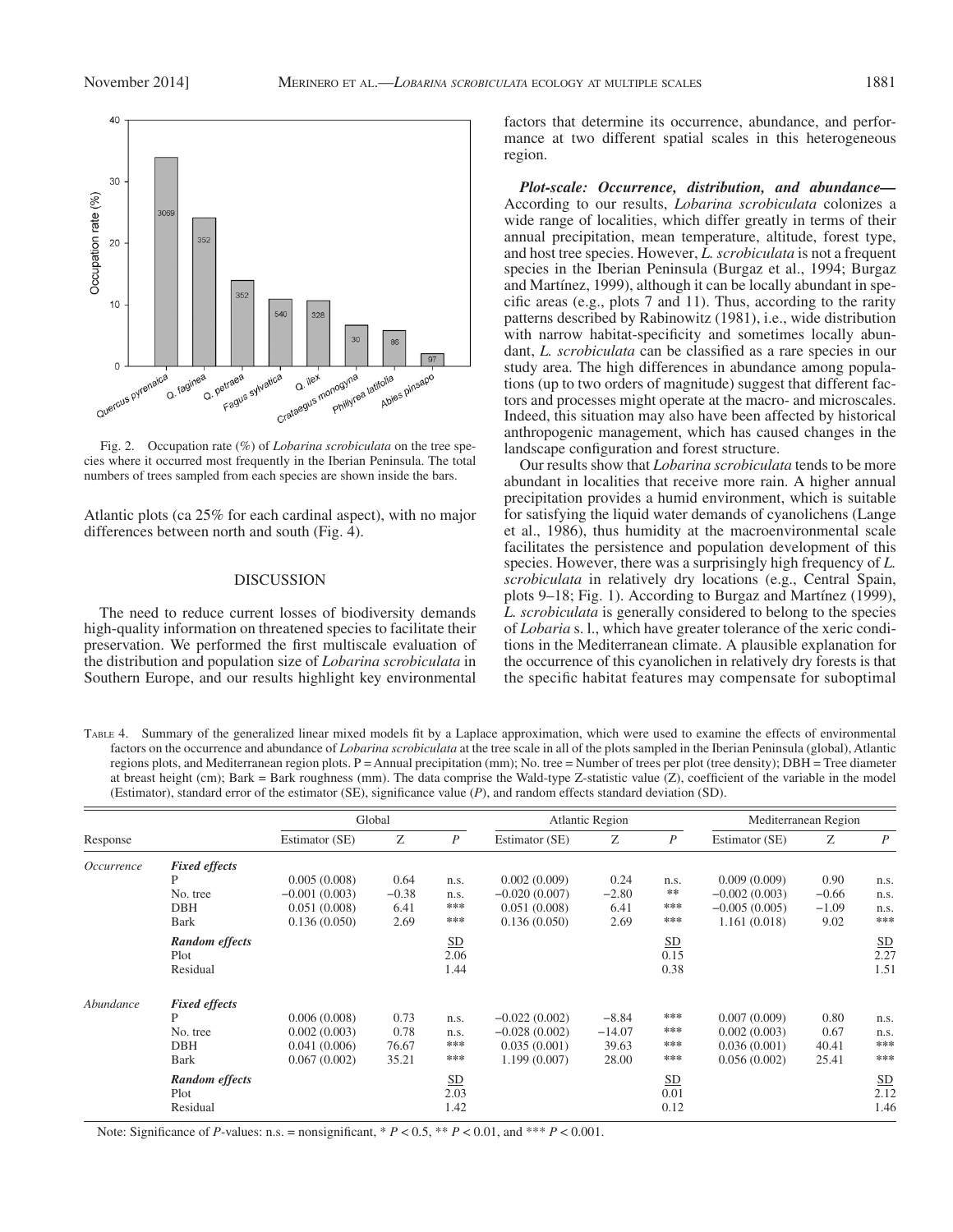Fig. 2. Occupation rate (%) of *Lobarina scrobiculata* on the tree species where it occurred most frequently in the Iberian Peninsula. The total numbers of trees sampled from each species are shown inside the bars.

Atlantic plots (ca 25% for each cardinal aspect), with no major differences between north and south (Fig. 4).

## DISCUSSION

The need to reduce current losses of biodiversity demands high-quality information on threatened species to facilitate their preservation. We performed the first multiscale evaluation of the distribution and population size of *Lobarina scrobiculata* in Southern Europe, and our results highlight key environmental factors that determine its occurrence, abundance, and performance at two different spatial scales in this heterogeneous region.

***Plot-scale: Occurrence, distribution, and abundance—*** According to our results, *Lobarina scrobiculata* colonizes a wide range of localities, which differ greatly in terms of their annual precipitation, mean temperature, altitude, forest type, and host tree species. However, *L. scrobiculata* is not a frequent species in the Iberian Peninsula (Burgaz et al., 1994; Burgaz and Martínez, 1999), although it can be locally abundant in specific areas (e.g., plots 7 and 11). Thus, according to the rarity patterns described by Rabinowitz (1981), i.e., wide distribution with narrow habitat-specificity and sometimes locally abundant, *L. scrobiculata* can be classified as a rare species in our study area. The high differences in abundance among populations (up to two orders of magnitude) suggest that different factors and processes might operate at the macro- and microscales. Indeed, this situation may also have been affected by historical anthropogenic management, which has caused changes in the landscape configuration and forest structure.

Our results show that *Lobarina scrobiculata* tends to be more abundant in localities that receive more rain. A higher annual precipitation provides a humid environment, which is suitable for satisfying the liquid water demands of cyanolichens (Lange et al., 1986), thus humidity at the macroenvironmental scale facilitates the persistence and population development of this species. However, there was a surprisingly high frequency of *L. scrobiculata* in relatively dry locations (e.g., Central Spain, plots 9–18; Fig. 1). According to Burgaz and Martínez (1999), *L. scrobiculata* is generally considered to belong to the species of *Lobaria* s. l., which have greater tolerance of the xeric conditions in the Mediterranean climate. A plausible explanation for the occurrence of this cyanolichen in relatively dry forests is that the specific habitat features may compensate for suboptimal

Table 4. Summary of the generalized linear mixed models fit by a Laplace approximation, which were used to examine the effects of environmental factors on the occurrence and abundance of *Lobarina scrobiculata* at the tree scale in all of the plots sampled in the Iberian Peninsula (global), Atlantic regions plots, and Mediterranean region plots. P = Annual precipitation (mm); No. tree = Number of trees per plot (tree density); DBH = Tree diameter at breast height (cm); Bark = Bark roughness (mm). The data comprise the Wald-type Z-statistic value (Z), coefficient of the variable in the model (Estimator), standard error of the estimator (SE), significance value (*P*), and random effects standard deviation (SD).

| Response | | Global | | | Atlantic Region | | | Mediterranean Region | | |
|---|---|---|---|---|---|---|---|---|---|---|
| | | Estimator (SE) | Z | *P* | Estimator (SE) | Z | *P* | Estimator (SE) | Z | *P* |
| *Occurrence* | ***Fixed effects*** | | | | | | | | | |
| | P | 0.005 (0.008) | 0.64 | n.s. | 0.002 (0.009) | 0.24 | n.s. | 0.009 (0.009) | 0.90 | n.s. |
| | No. tree | −0.001 (0.003) | −0.38 | n.s. | −0.020 (0.007) | −2.80 | ** | −0.002 (0.003) | −0.66 | n.s. |
| | DBH | 0.051 (0.008) | 6.41 | *** | 0.051 (0.008) | 6.41 | *** | −0.005 (0.005) | −1.09 | n.s. |
| | Bark | 0.136 (0.050) | 2.69 | *** | 0.136 (0.050) | 2.69 | *** | 1.161 (0.018) | 9.02 | *** |
| | ***Random effects*** | | | SD | | | SD | | | SD |
| | Plot | | | 2.06 | | | 0.15 | | | 2.27 |
| | Residual | | | 1.44 | | | 0.38 | | | 1.51 |
| *Abundance* | ***Fixed effects*** | | | | | | | | | |
| | P | 0.006 (0.008) | 0.73 | n.s. | −0.022 (0.002) | −8.84 | *** | 0.007 (0.009) | 0.80 | n.s. |
| | No. tree | 0.002 (0.003) | 0.78 | n.s. | −0.028 (0.002) | −14.07 | *** | 0.002 (0.003) | 0.67 | n.s. |
| | DBH | 0.041 (0.006) | 76.67 | *** | 0.035 (0.001) | 39.63 | *** | 0.036 (0.001) | 40.41 | *** |
| | Bark | 0.067 (0.002) | 35.21 | *** | 1.199 (0.007) | 28.00 | *** | 0.056 (0.002) | 25.41 | *** |
| | ***Random effects*** | | | SD | | | SD | | | SD |
| | Plot | | | 2.03 | | | 0.01 | | | 2.12 |
| | Residual | | | 1.42 | | | 0.12 | | | 1.46 |

Note: Significance of *P*-values: n.s. = nonsignificant, * $P < 0.5$, ** $P < 0.01$, and *** $P < 0.001$.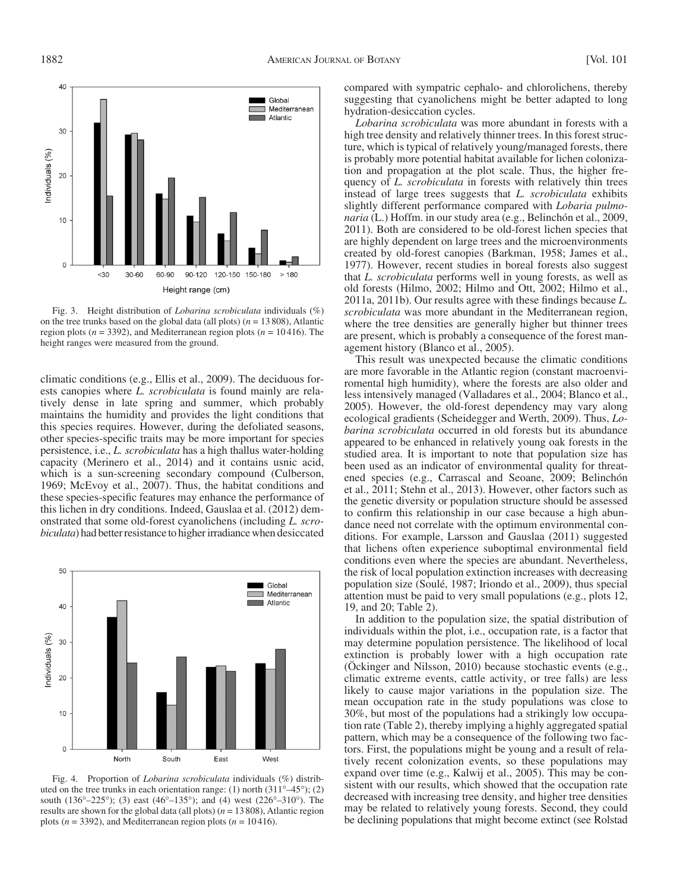Fig. 3. Height distribution of *Lobarina scrobiculata* individuals (%) on the tree trunks based on the global data (all plots) ($n$ = 13 808), Atlantic region plots ($n$ = 3392), and Mediterranean region plots ($n$ = 10 416). The height ranges were measured from the ground.

climatic conditions (e.g., Ellis et al., 2009). The deciduous forests canopies where *L. scrobiculata* is found mainly are relatively dense in late spring and summer, which probably maintains the humidity and provides the light conditions that this species requires. However, during the defoliated seasons, other species-specific traits may be more important for species persistence, i.e., *L. scrobiculata* has a high thallus water-holding capacity (Merinero et al., 2014) and it contains usnic acid, which is a sun-screening secondary compound (Culberson, 1969; McEvoy et al., 2007). Thus, the habitat conditions and these species-specific features may enhance the performance of this lichen in dry conditions. Indeed, Gauslaa et al. (2012) demonstrated that some old-forest cyanolichens (including *L. scrobiculata*) had better resistance to higher irradiance when desiccated

Fig. 4. Proportion of *Lobarina scrobiculata* individuals (%) distributed on the tree trunks in each orientation range: (1) north (311°–45°); (2) south (136°–225°); (3) east (46°–135°); and (4) west (226°–310°). The results are shown for the global data (all plots) ($n$ = 13 808), Atlantic region plots ($n$ = 3392), and Mediterranean region plots ($n$ = 10 416).

compared with sympatric cephalo- and chlorolichens, thereby suggesting that cyanolichens might be better adapted to long hydration-desiccation cycles.

*Lobarina scrobiculata* was more abundant in forests with a high tree density and relatively thinner trees. In this forest structure, which is typical of relatively young/managed forests, there is probably more potential habitat available for lichen colonization and propagation at the plot scale. Thus, the higher frequency of *L. scrobiculata* in forests with relatively thin trees instead of large trees suggests that *L. scrobiculata* exhibits slightly different performance compared with *Lobaria pulmonaria* (L.) Hoffm. in our study area (e.g., Belinchón et al., 2009, 2011). Both are considered to be old-forest lichen species that are highly dependent on large trees and the microenvironments created by old-forest canopies (Barkman, 1958; James et al., 1977). However, recent studies in boreal forests also suggest that *L. scrobiculata* performs well in young forests, as well as old forests (Hilmo, 2002; Hilmo and Ott, 2002; Hilmo et al., 2011a, 2011b). Our results agree with these findings because *L. scrobiculata* was more abundant in the Mediterranean region, where the tree densities are generally higher but thinner trees are present, which is probably a consequence of the forest management history (Blanco et al., 2005).

This result was unexpected because the climatic conditions are more favorable in the Atlantic region (constant macroenvironmental high humidity), where the forests are also older and less intensively managed (Valladares et al., 2004; Blanco et al., 2005). However, the old-forest dependency may vary along ecological gradients (Scheidegger and Werth, 2009). Thus, *Lobarina scrobiculata* occurred in old forests but its abundance appeared to be enhanced in relatively young oak forests in the studied area. It is important to note that population size has been used as an indicator of environmental quality for threatened species (e.g., Carrascal and Seoane, 2009; Belinchón et al., 2011; Stehn et al., 2013). However, other factors such as the genetic diversity or population structure should be assessed to confirm this relationship in our case because a high abundance need not correlate with the optimum environmental conditions. For example, Larsson and Gauslaa (2011) suggested that lichens often experience suboptimal environmental field conditions even where the species are abundant. Nevertheless, the risk of local population extinction increases with decreasing population size (Soulé, 1987; Iriondo et al., 2009), thus special attention must be paid to very small populations (e.g., plots 12, 19, and 20; Table 2).

In addition to the population size, the spatial distribution of individuals within the plot, i.e., occupation rate, is a factor that may determine population persistence. The likelihood of local extinction is probably lower with a high occupation rate (Öckinger and Nilsson, 2010) because stochastic events (e.g., climatic extreme events, cattle activity, or tree falls) are less likely to cause major variations in the population size. The mean occupation rate in the study populations was close to 30%, but most of the populations had a strikingly low occupation rate (Table 2), thereby implying a highly aggregated spatial pattern, which may be a consequence of the following two factors. First, the populations might be young and a result of relatively recent colonization events, so these populations may expand over time (e.g., Kalwij et al., 2005). This may be consistent with our results, which showed that the occupation rate decreased with increasing tree density, and higher tree densities may be related to relatively young forests. Second, they could be declining populations that might become extinct (see Rolstad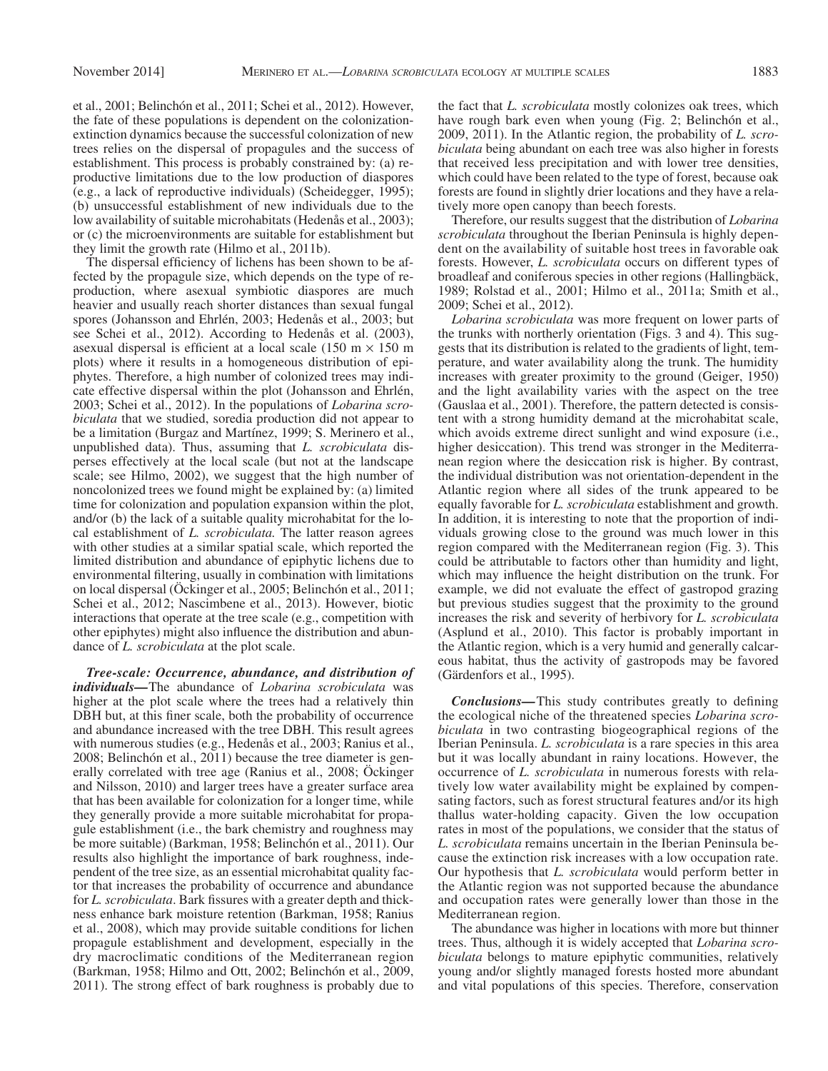et al., 2001; Belinchón et al., 2011; Schei et al., 2012). However, the fate of these populations is dependent on the colonization-extinction dynamics because the successful colonization of new trees relies on the dispersal of propagules and the success of establishment. This process is probably constrained by: (a) reproductive limitations due to the low production of diaspores (e.g., a lack of reproductive individuals) (Scheidegger, 1995); (b) unsuccessful establishment of new individuals due to the low availability of suitable microhabitats (Hedenås et al., 2003); or (c) the microenvironments are suitable for establishment but they limit the growth rate (Hilmo et al., 2011b).

The dispersal efficiency of lichens has been shown to be affected by the propagule size, which depends on the type of reproduction, where asexual symbiotic diaspores are much heavier and usually reach shorter distances than sexual fungal spores (Johansson and Ehrlén, 2003; Hedenås et al., 2003; but see Schei et al., 2012). According to Hedenås et al. (2003), asexual dispersal is efficient at a local scale (150 m × 150 m plots) where it results in a homogeneous distribution of epiphytes. Therefore, a high number of colonized trees may indicate effective dispersal within the plot (Johansson and Ehrlén, 2003; Schei et al., 2012). In the populations of *Lobarina scrobiculata* that we studied, soredia production did not appear to be a limitation (Burgaz and Martínez, 1999; S. Merinero et al., unpublished data). Thus, assuming that *L. scrobiculata* disperses effectively at the local scale (but not at the landscape scale; see Hilmo, 2002), we suggest that the high number of noncolonized trees we found might be explained by: (a) limited time for colonization and population expansion within the plot, and/or (b) the lack of a suitable quality microhabitat for the local establishment of *L. scrobiculata.* The latter reason agrees with other studies at a similar spatial scale, which reported the limited distribution and abundance of epiphytic lichens due to environmental filtering, usually in combination with limitations on local dispersal (Öckinger et al., 2005; Belinchón et al., 2011; Schei et al., 2012; Nascimbene et al., 2013). However, biotic interactions that operate at the tree scale (e.g., competition with other epiphytes) might also influence the distribution and abundance of *L. scrobiculata* at the plot scale.

***Tree-scale: Occurrence, abundance, and distribution of individuals—***The abundance of *Lobarina scrobiculata* was higher at the plot scale where the trees had a relatively thin DBH but, at this finer scale, both the probability of occurrence and abundance increased with the tree DBH. This result agrees with numerous studies (e.g., Hedenås et al., 2003; Ranius et al., 2008; Belinchón et al., 2011) because the tree diameter is generally correlated with tree age (Ranius et al., 2008; Öckinger and Nilsson, 2010) and larger trees have a greater surface area that has been available for colonization for a longer time, while they generally provide a more suitable microhabitat for propagule establishment (i.e., the bark chemistry and roughness may be more suitable) (Barkman, 1958; Belinchón et al., 2011). Our results also highlight the importance of bark roughness, independent of the tree size, as an essential microhabitat quality factor that increases the probability of occurrence and abundance for *L. scrobiculata*. Bark fissures with a greater depth and thickness enhance bark moisture retention (Barkman, 1958; Ranius et al., 2008), which may provide suitable conditions for lichen propagule establishment and development, especially in the dry macroclimatic conditions of the Mediterranean region (Barkman, 1958; Hilmo and Ott, 2002; Belinchón et al., 2009, 2011). The strong effect of bark roughness is probably due to the fact that *L. scrobiculata* mostly colonizes oak trees, which have rough bark even when young (Fig. 2; Belinchón et al., 2009, 2011). In the Atlantic region, the probability of *L. scrobiculata* being abundant on each tree was also higher in forests that received less precipitation and with lower tree densities, which could have been related to the type of forest, because oak forests are found in slightly drier locations and they have a relatively more open canopy than beech forests.

Therefore, our results suggest that the distribution of *Lobarina scrobiculata* throughout the Iberian Peninsula is highly dependent on the availability of suitable host trees in favorable oak forests. However, *L. scrobiculata* occurs on different types of broadleaf and coniferous species in other regions (Hallingbäck, 1989; Rolstad et al., 2001; Hilmo et al., 2011a; Smith et al., 2009; Schei et al., 2012).

*Lobarina scrobiculata* was more frequent on lower parts of the trunks with northerly orientation (Figs. 3 and 4). This suggests that its distribution is related to the gradients of light, temperature, and water availability along the trunk. The humidity increases with greater proximity to the ground (Geiger, 1950) and the light availability varies with the aspect on the tree (Gauslaa et al., 2001). Therefore, the pattern detected is consistent with a strong humidity demand at the microhabitat scale, which avoids extreme direct sunlight and wind exposure (i.e., higher desiccation). This trend was stronger in the Mediterranean region where the desiccation risk is higher. By contrast, the individual distribution was not orientation-dependent in the Atlantic region where all sides of the trunk appeared to be equally favorable for *L. scrobiculata* establishment and growth. In addition, it is interesting to note that the proportion of individuals growing close to the ground was much lower in this region compared with the Mediterranean region (Fig. 3). This could be attributable to factors other than humidity and light, which may influence the height distribution on the trunk. For example, we did not evaluate the effect of gastropod grazing but previous studies suggest that the proximity to the ground increases the risk and severity of herbivory for *L. scrobiculata* (Asplund et al., 2010). This factor is probably important in the Atlantic region, which is a very humid and generally calcareous habitat, thus the activity of gastropods may be favored (Gärdenfors et al., 1995).

***Conclusions—***This study contributes greatly to defining the ecological niche of the threatened species *Lobarina scrobiculata* in two contrasting biogeographical regions of the Iberian Peninsula. *L. scrobiculata* is a rare species in this area but it was locally abundant in rainy locations. However, the occurrence of *L. scrobiculata* in numerous forests with relatively low water availability might be explained by compensating factors, such as forest structural features and/or its high thallus water-holding capacity. Given the low occupation rates in most of the populations, we consider that the status of *L. scrobiculata* remains uncertain in the Iberian Peninsula because the extinction risk increases with a low occupation rate. Our hypothesis that *L. scrobiculata* would perform better in the Atlantic region was not supported because the abundance and occupation rates were generally lower than those in the Mediterranean region.

The abundance was higher in locations with more but thinner trees. Thus, although it is widely accepted that *Lobarina scrobiculata* belongs to mature epiphytic communities, relatively young and/or slightly managed forests hosted more abundant and vital populations of this species. Therefore, conservation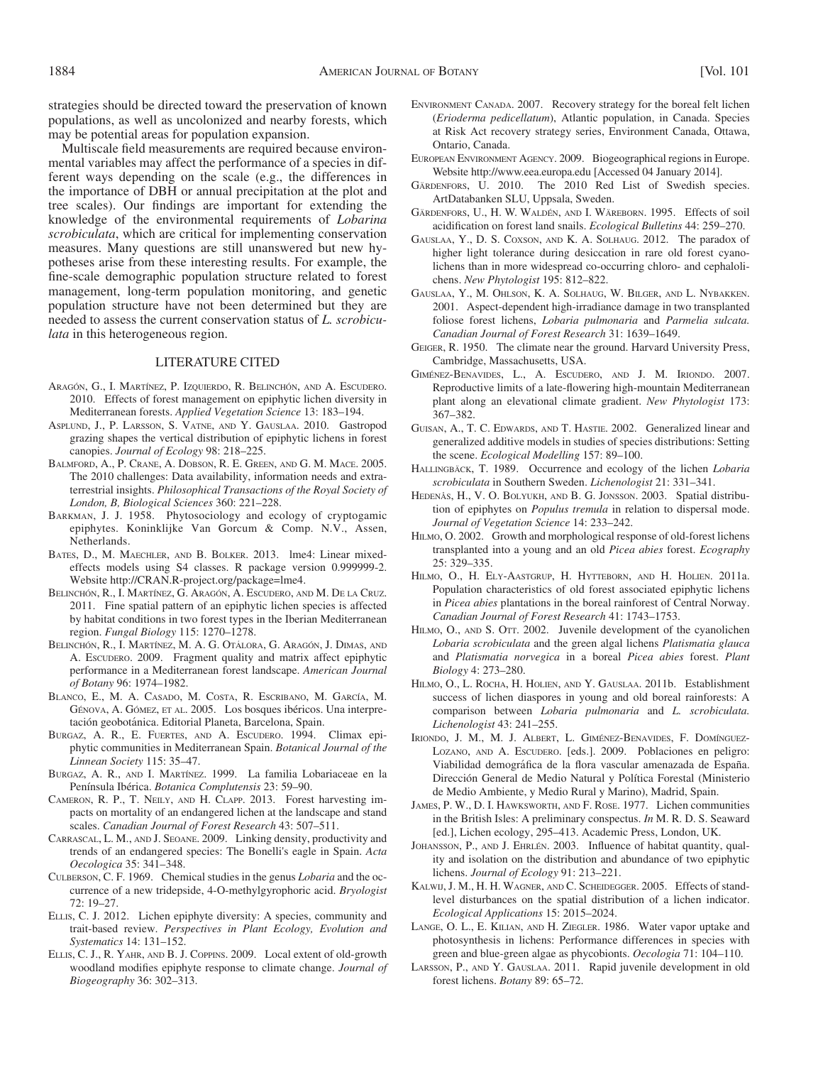strategies should be directed toward the preservation of known populations, as well as uncolonized and nearby forests, which may be potential areas for population expansion.

Multiscale field measurements are required because environmental variables may affect the performance of a species in different ways depending on the scale (e.g., the differences in the importance of DBH or annual precipitation at the plot and tree scales). Our findings are important for extending the knowledge of the environmental requirements of *Lobarina scrobiculata*, which are critical for implementing conservation measures. Many questions are still unanswered but new hypotheses arise from these interesting results. For example, the fine-scale demographic population structure related to forest management, long-term population monitoring, and genetic population structure have not been determined but they are needed to assess the current conservation status of *L. scrobiculata* in this heterogeneous region.

## LITERATURE CITED

Aragón, G., I. Martínez, P. Izquierdo, R. Belinchón, and A. Escudero. 2010. Effects of forest management on epiphytic lichen diversity in Mediterranean forests. *Applied Vegetation Science* 13: 183–194.

Asplund, J., P. Larsson, S. Vatne, and Y. Gauslaa. 2010. Gastropod grazing shapes the vertical distribution of epiphytic lichens in forest canopies. *Journal of Ecology* 98: 218–225.

Balmford, A., P. Crane, A. Dobson, R. E. Green, and G. M. Mace. 2005. The 2010 challenges: Data availability, information needs and extraterrestrial insights. *Philosophical Transactions of the Royal Society of London, B, Biological Sciences* 360: 221–228.

Barkman, J. J. 1958. Phytosociology and ecology of cryptogamic epiphytes. Koninklijke Van Gorcum & Comp. N.V., Assen, Netherlands.

Bates, D., M. Maechler, and B. Bolker. 2013. lme4: Linear mixed-effects models using S4 classes. R package version 0.999999-2. Website http://CRAN.R-project.org/package=lme4.

Belinchón, R., I. Martínez, G. Aragón, A. Escudero, and M. De la Cruz. 2011. Fine spatial pattern of an epiphytic lichen species is affected by habitat conditions in two forest types in the Iberian Mediterranean region. *Fungal Biology* 115: 1270–1278.

Belinchón, R., I. Martínez, M. A. G. Otálora, G. Aragón, J. Dimas, and A. Escudero. 2009. Fragment quality and matrix affect epiphytic performance in a Mediterranean forest landscape. *American Journal of Botany* 96: 1974–1982.

Blanco, E., M. A. Casado, M. Costa, R. Escribano, M. García, M. Génova, A. Gómez, et al. 2005. Los bosques ibéricos. Una interpretación geobotánica. Editorial Planeta, Barcelona, Spain.

Burgaz, A. R., E. Fuertes, and A. Escudero. 1994. Climax epiphytic communities in Mediterranean Spain. *Botanical Journal of the Linnean Society* 115: 35–47.

Burgaz, A. R., and I. Martínez. 1999. La familia Lobariaceae en la Península Ibérica. *Botanica Complutensis* 23: 59–90.

Cameron, R. P., T. Neily, and H. Clapp. 2013. Forest harvesting impacts on mortality of an endangered lichen at the landscape and stand scales. *Canadian Journal of Forest Research* 43: 507–511.

Carrascal, L. M., and J. Seoane. 2009. Linking density, productivity and trends of an endangered species: The Bonelli's eagle in Spain. *Acta Oecologica* 35: 341–348.

Culberson, C. F. 1969. Chemical studies in the genus *Lobaria* and the occurrence of a new tridepside, 4-O-methylgyrophoric acid. *Bryologist* 72: 19–27.

Ellis, C. J. 2012. Lichen epiphyte diversity: A species, community and trait-based review. *Perspectives in Plant Ecology, Evolution and Systematics* 14: 131–152.

Ellis, C. J., R. Yahr, and B. J. Coppins. 2009. Local extent of old-growth woodland modifies epiphyte response to climate change. *Journal of Biogeography* 36: 302–313.

Environment Canada. 2007. Recovery strategy for the boreal felt lichen (*Erioderma pedicellatum*), Atlantic population, in Canada. Species at Risk Act recovery strategy series, Environment Canada, Ottawa, Ontario, Canada.

European Environment Agency. 2009. Biogeographical regions in Europe. Website http://www.eea.europa.edu [Accessed 04 January 2014].

Gärdenfors, U. 2010. The 2010 Red List of Swedish species. ArtDatabanken SLU, Uppsala, Sweden.

Gärdenfors, U., H. W. Waldén, and I. Wäreborn. 1995. Effects of soil acidification on forest land snails. *Ecological Bulletins* 44: 259–270.

Gauslaa, Y., D. S. Coxson, and K. A. Solhaug. 2012. The paradox of higher light tolerance during desiccation in rare old forest cyanolichens than in more widespread co-occurring chloro- and cephalolichens. *New Phytologist* 195: 812–822.

Gauslaa, Y., M. Ohlson, K. A. Solhaug, W. Bilger, and L. Nybakken. 2001. Aspect-dependent high-irradiance damage in two transplanted foliose forest lichens, *Lobaria pulmonaria* and *Parmelia sulcata*. *Canadian Journal of Forest Research* 31: 1639–1649.

Geiger, R. 1950. The climate near the ground. Harvard University Press, Cambridge, Massachusetts, USA.

Giménez-Benavides, L., A. Escudero, and J. M. Iriondo. 2007. Reproductive limits of a late-flowering high-mountain Mediterranean plant along an elevational climate gradient. *New Phytologist* 173: 367–382.

Guisan, A., T. C. Edwards, and T. Hastie. 2002. Generalized linear and generalized additive models in studies of species distributions: Setting the scene. *Ecological Modelling* 157: 89–100.

Hallingbäck, T. 1989. Occurrence and ecology of the lichen *Lobaria scrobiculata* in Southern Sweden. *Lichenologist* 21: 331–341.

Hedenås, H., V. O. Bolyukh, and B. G. Jonsson. 2003. Spatial distribution of epiphytes on *Populus tremula* in relation to dispersal mode. *Journal of Vegetation Science* 14: 233–242.

Hilmo, O. 2002. Growth and morphological response of old-forest lichens transplanted into a young and an old *Picea abies* forest. *Ecography* 25: 329–335.

Hilmo, O., H. Ely-Aastgrup, H. Hytteborn, and H. Holien. 2011a. Population characteristics of old forest associated epiphytic lichens in *Picea abies* plantations in the boreal rainforest of Central Norway. *Canadian Journal of Forest Research* 41: 1743–1753.

Hilmo, O., and S. Ott. 2002. Juvenile development of the cyanolichen *Lobaria scrobiculata* and the green algal lichens *Platismatia glauca* and *Platismatia norvegica* in a boreal *Picea abies* forest. *Plant Biology* 4: 273–280.

Hilmo, O., L. Rocha, H. Holien, and Y. Gauslaa. 2011b. Establishment success of lichen diaspores in young and old boreal rainforests: A comparison between *Lobaria pulmonaria* and *L. scrobiculata*. *Lichenologist* 43: 241–255.

Iriondo, J. M., M. J. Albert, L. Giménez-Benavides, F. Domínguez-Lozano, and A. Escudero. [eds.]. 2009. Poblaciones en peligro: Viabilidad demográfica de la flora vascular amenazada de España. Dirección General de Medio Natural y Política Forestal (Ministerio de Medio Ambiente, y Medio Rural y Marino), Madrid, Spain.

James, P. W., D. I. Hawksworth, and F. Rose. 1977. Lichen communities in the British Isles: A preliminary conspectus. *In* M. R. D. S. Seaward [ed.], Lichen ecology, 295–413. Academic Press, London, UK.

Johansson, P., and J. Ehrlén. 2003. Influence of habitat quantity, quality and isolation on the distribution and abundance of two epiphytic lichens. *Journal of Ecology* 91: 213–221.

Kalwij, J. M., H. H. Wagner, and C. Scheidegger. 2005. Effects of stand-level disturbances on the spatial distribution of a lichen indicator. *Ecological Applications* 15: 2015–2024.

Lange, O. L., E. Kilian, and H. Ziegler. 1986. Water vapor uptake and photosynthesis in lichens: Performance differences in species with green and blue-green algae as phycobionts. *Oecologia* 71: 104–110.

Larsson, P., and Y. Gauslaa. 2011. Rapid juvenile development in old forest lichens. *Botany* 89: 65–72.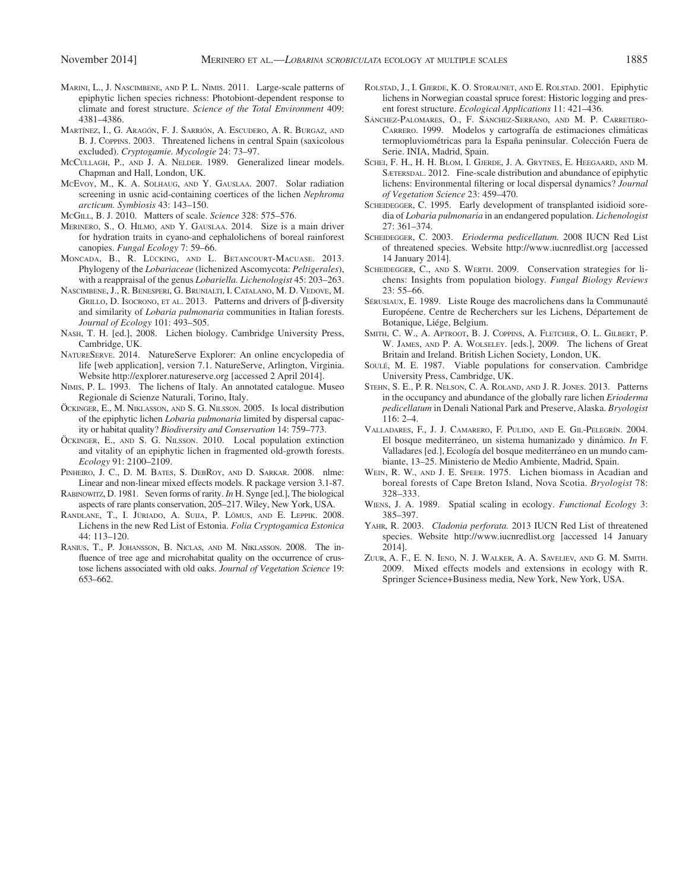Marini, L., J. Nascimbene, and P. L. Nimis. 2011. Large-scale patterns of epiphytic lichen species richness: Photobiont-dependent response to climate and forest structure. *Science of the Total Environment* 409: 4381–4386.

Martínez, I., G. Aragón, F. J. Sarrión, A. Escudero, A. R. Burgaz, and B. J. Coppins. 2003. Threatened lichens in central Spain (saxicolous excluded). *Cryptogamie. Mycologie* 24: 73–97.

McCullagh, P., and J. A. Nelder. 1989. Generalized linear models. Chapman and Hall, London, UK.

McEvoy, M., K. A. Solhaug, and Y. Gauslaa. 2007. Solar radiation screening in usnic acid-containing coertices of the lichen *Nephroma arcticum. Symbiosis* 43: 143–150.

McGill, B. J. 2010. Matters of scale. *Science* 328: 575–576.

Merinero, S., O. Hilmo, and Y. Gauslaa. 2014. Size is a main driver for hydration traits in cyano-and cephalolichens of boreal rainforest canopies. *Fungal Ecology* 7: 59–66.

Moncada, B., R. Lücking, and L. Betancourt-Macuase. 2013. Phylogeny of the *Lobariaceae* (lichenized Ascomycota: *Peltigerales*), with a reappraisal of the genus *Lobariella. Lichenologist* 45: 203–263.

Nascimbene, J., R. Benesperi, G. Brunialti, I. Catalano, M. D. Vedove, M. Grillo, D. Isocrono, et al. 2013. Patterns and drivers of β-diversity and similarity of *Lobaria pulmonaria* communities in Italian forests. *Journal of Ecology* 101: 493–505.

Nash, T. H. [ed.], 2008. Lichen biology. Cambridge University Press, Cambridge, UK.

NatureServe. 2014. NatureServe Explorer: An online encyclopedia of life [web application], version 7.1. NatureServe, Arlington, Virginia. Website http://explorer.natureserve.org [accessed 2 April 2014].

Nimis, P. L. 1993. The lichens of Italy. An annotated catalogue. Museo Regionale di Scienze Naturali, Torino, Italy.

Öckinger, E., M. Niklasson, and S. G. Nilsson. 2005. Is local distribution of the epiphytic lichen *Lobaria pulmonaria* limited by dispersal capacity or habitat quality? *Biodiversity and Conservation* 14: 759–773.

Öckinger, E., and S. G. Nilsson. 2010. Local population extinction and vitality of an epiphytic lichen in fragmented old-growth forests. *Ecology* 91: 2100–2109.

Pinheiro, J. C., D. M. Bates, S. DebRoy, and D. Sarkar. 2008. nlme: Linear and non-linear mixed effects models. R package version 3.1-87.

Rabinowitz, D. 1981. Seven forms of rarity. *In* H. Synge [ed.], The biological aspects of rare plants conservation, 205–217. Wiley, New York, USA.

Randlane, T., I. Jüriado, A. Suija, P. Lõmus, and E. Leppik. 2008. Lichens in the new Red List of Estonia. *Folia Cryptogamica Estonica* 44: 113–120.

Ranius, T., P. Johansson, B. Niclas, and M. Niklasson. 2008. The influence of tree age and microhabitat quality on the occurrence of crustose lichens associated with old oaks. *Journal of Vegetation Science* 19: 653–662.

Rolstad, J., I. Gjerde, K. O. Storaunet, and E. Rolstad. 2001. Epiphytic lichens in Norwegian coastal spruce forest: Historic logging and present forest structure. *Ecological Applications* 11: 421–436.

Sánchez-Palomares, O., F. Sánchez-Serrano, and M. P. Carretero-Carrero. 1999. Modelos y cartografía de estimaciones climáticas termopluviométricas para la España peninsular. Colección Fuera de Serie. INIA, Madrid, Spain.

Schei, F. H., H. H. Blom, I. Gjerde, J. A. Grytnes, E. Heegaard, and M. Sætersdal. 2012. Fine-scale distribution and abundance of epiphytic lichens: Environmental filtering or local dispersal dynamics? *Journal of Vegetation Science* 23: 459–470.

Scheidegger, C. 1995. Early development of transplanted isidioid soredia of *Lobaria pulmonaria* in an endangered population. *Lichenologist* 27: 361–374.

Scheidegger, C. 2003. *Erioderma pedicellatum.* 2008 IUCN Red List of threatened species. Website http://www.iucnredlist.org [accessed 14 January 2014].

Scheidegger, C., and S. Werth. 2009. Conservation strategies for lichens: Insights from population biology. *Fungal Biology Reviews* 23: 55–66.

Sérusiaux, E. 1989. Liste Rouge des macrolichens dans la Communauté Européene. Centre de Recherchers sur les Lichens, Département de Botanique, Liége, Belgium.

Smith, C. W., A. Aptroot, B. J. Coppins, A. Fletcher, O. L. Gilbert, P. W. James, and P. A. Wolseley. [eds.], 2009. The lichens of Great Britain and Ireland. British Lichen Society, London, UK.

Soulé, M. E. 1987. Viable populations for conservation. Cambridge University Press, Cambridge, UK.

Stehn, S. E., P. R. Nelson, C. A. Roland, and J. R. Jones. 2013. Patterns in the occupancy and abundance of the globally rare lichen *Erioderma pedicellatum* in Denali National Park and Preserve, Alaska. *Bryologist* 116: 2–4.

Valladares, F., J. J. Camarero, F. Pulido, and E. Gil-Pelegrín. 2004. El bosque mediterráneo, un sistema humanizado y dinámico. *In* F. Valladares [ed.], Ecología del bosque mediterráneo en un mundo cambiante, 13–25. Ministerio de Medio Ambiente, Madrid, Spain.

Wein, R. W., and J. E. Speer. 1975. Lichen biomass in Acadian and boreal forests of Cape Breton Island, Nova Scotia. *Bryologist* 78: 328–333.

Wiens, J. A. 1989. Spatial scaling in ecology. *Functional Ecology* 3: 385–397.

Yahr, R. 2003. *Cladonia perforata.* 2013 IUCN Red List of threatened species. Website http://www.iucnredlist.org [accessed 14 January 2014].

Zuur, A. F., E. N. Ieno, N. J. Walker, A. A. Saveliev, and G. M. Smith. 2009. Mixed effects models and extensions in ecology with R. Springer Science+Business media, New York, New York, USA.